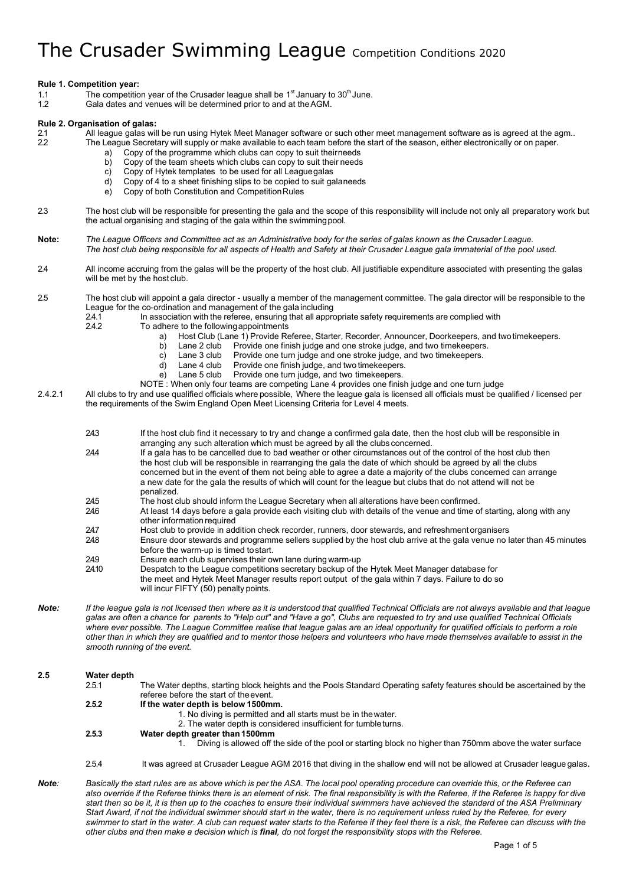# The Crusader Swimming League Competition Conditions 2020

**Rule 1. Competition year:**

1.1 The competition year of the Crusader league shall be 1st January to 30th June.

1.2 Gala dates and venues will be determined prior to and at the AGM.

**Rule 2. Organisation of galas:**

2.1 All league galas will be run using Hytek Meet Manager software or such other meet management software as is agreed at the agm..

2.2 The League Secretary will supply or make available to each team before the start of the season, either electronically or on paper.

- a) Copy of the programme which clubs can copy to suit their needs
- b) Copy of the team sheets which clubs can copy to suit their needs
- c) Copy of Hytek templates to be used for all League galas
- d) Copy of 4 to a sheet finishing slips to be copied to suit gala needs
- e) Copy of both Constitution and Competition Rules

2.3 The host club will be responsible for presenting the gala and the scope of this responsibility will include not only all preparatory work but the actual organising and staging of the gala within the swimming pool.

**Note:** *The League Officers and Committee act as an Administrative body for the series of galas known as the Crusader League. The host club being responsible for all aspects of Health and Safety at their Crusader League gala immaterial of the pool used.*

2.4 All income accruing from the galas will be the property of the host club. All justifiable expenditure associated with presenting the galas will be met by the host club.

2.5 The host club will appoint a gala director - usually a member of the management committee. The gala director will be responsible to the League for the co-ordination and management of the gala including

2.4.1 In association with the referee, ensuring that all appropriate safety requirements are complied with

2.4.2 To adhere to the following appointments

- a) Host Club (Lane 1) Provide Referee, Starter, Recorder, Announcer, Doorkeepers, and two timekeepers.
- b) Lane 2 club Provide one finish judge and one stroke judge, and two timekeepers.
- c) Lane 3 club Provide one turn judge and one stroke judge, and two timekeepers.
- d) Lane 4 club Provide one finish judge, and two timekeepers.
- e) Lane 5 club Provide one turn judge, and two timekeepers.

NOTE : When only four teams are competing Lane 4 provides one finish judge and one turn judge

2.4.2.1 All clubs to try and use qualified officials where possible, Where the league gala is licensed all officials must be qualified / licensed per the requirements of the Swim England Open Meet Licensing Criteria for Level 4 meets.

2.4.3 If the host club find it necessary to try and change a confirmed gala date, then the host club will be responsible in arranging any such alteration which must be agreed by all the clubs concerned.

2.4.4 If a gala has to be cancelled due to bad weather or other circumstances out of the control of the host club then the host club will be responsible in rearranging the gala the date of which should be agreed by all the clubs concerned but in the event of them not being able to agree a date a majority of the clubs concerned can arrange a new date for the gala the results of which will count for the league but clubs that do not attend will not be penalized.

2.4.5 The host club should inform the League Secretary when all alterations have been confirmed.

2.4.6 At least 14 days before a gala provide each visiting club with details of the venue and time of starting, along with any other information required

2.4.7 Host club to provide in addition check recorder, runners, door stewards, and refreshment organisers

2.4.8 Ensure door stewards and programme sellers supplied by the host club arrive at the gala venue no later than 45 minutes before the warm-up is timed to start.

2.4.9 Ensure each club supervises their own lane during warm-up

2.4.10 Despatch to the League competitions secretary backup of the Hytek Meet Manager database for the meet and Hytek Meet Manager results report output of the gala within 7 days. Failure to do so will incur FIFTY (50) penalty points.

***Note:*** *If the league gala is not licensed then where as it is understood that qualified Technical Officials are not always available and that league galas are often a chance for parents to "Help out" and "Have a go", Clubs are requested to try and use qualified Technical Officials where ever possible. The League Committee realise that league galas are an ideal opportunity for qualified officials to perform a role other than in which they are qualified and to mentor those helpers and volunteers who have made themselves available to assist in the smooth running of the event.*

**2.5 Water depth**

2.5.1 The Water depths, starting block heights and the Pools Standard Operating safety features should be ascertained by the referee before the start of the event.

**2.5.2 If the water depth is below 1500mm.**

1. No diving is permitted and all starts must be in the water.
2. The water depth is considered insufficient for tumble turns.

**2.5.3 Water depth greater than 1500mm**

1. Diving is allowed off the side of the pool or starting block no higher than 750mm above the water surface

2.5.4 It was agreed at Crusader League AGM 2016 that diving in the shallow end will not be allowed at Crusader league galas.

***Note:*** *Basically the start rules are as above which is per the ASA. The local pool operating procedure can override this, or the Referee can also override if the Referee thinks there is an element of risk. The final responsibility is with the Referee, if the Referee is happy for dive start then so be it, it is then up to the coaches to ensure their individual swimmers have achieved the standard of the ASA Preliminary Start Award, if not the individual swimmer should start in the water, there is no requirement unless ruled by the Referee, for every swimmer to start in the water. A club can request water starts to the Referee if they feel there is a risk, the Referee can discuss with the other clubs and then make a decision which is **final**, do not forget the responsibility stops with the Referee.*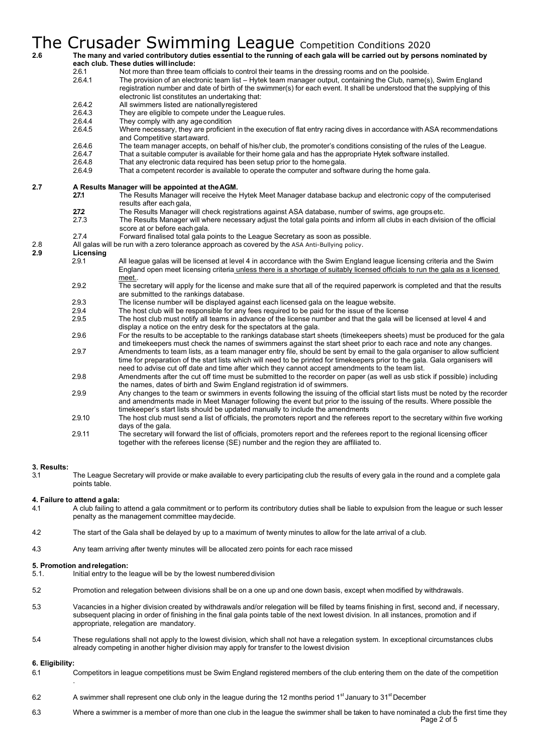2.6 **The many and varied contributory duties essential to the running of each gala will be carried out by persons nominated by each club. These duties will include:**

2.6.1 Not more than three team officials to control their teams in the dressing rooms and on the poolside.

2.6.4.1 The provision of an electronic team list – Hytek team manager output, containing the Club, name(s), Swim England registration number and date of birth of the swimmer(s) for each event. It shall be understood that the supplying of this electronic list constitutes an undertaking that:

2.6.4.2 All swimmers listed are nationally registered

2.6.4.3 They are eligible to compete under the League rules.

2.6.4.4 They comply with any age condition

2.6.4.5 Where necessary, they are proficient in the execution of flat entry racing dives in accordance with ASA recommendations and Competitive start award.

2.6.4.6 The team manager accepts, on behalf of his/her club, the promoter's conditions consisting of the rules of the League.

2.6.4.7 That a suitable computer is available for their home gala and has the appropriate Hytek software installed.

2.6.4.8 That any electronic data required has been setup prior to the home gala.

2.6.4.9 That a competent recorder is available to operate the computer and software during the home gala.

**2.7 A Results Manager will be appointed at the AGM.**

**2.7.1** The Results Manager will receive the Hytek Meet Manager database backup and electronic copy of the computerised results after each gala,

**2.7.2** The Results Manager will check registrations against ASA database, number of swims, age groups etc.

2.7.3 The Results Manager will where necessary adjust the total gala points and inform all clubs in each division of the official score at or before each gala.

2.7.4 Forward finalised total gala points to the League Secretary as soon as possible.

2.8 All galas will be run with a zero tolerance approach as covered by the ASA Anti-Bullying policy.

**2.9 Licensing**

2.9.1 All league galas will be licensed at level 4 in accordance with the Swim England league licensing criteria and the Swim England open meet licensing criteria unless there is a shortage of suitably licensed officials to run the gala as a licensed meet..

2.9.2 The secretary will apply for the license and make sure that all of the required paperwork is completed and that the results are submitted to the rankings database.

2.9.3 The license number will be displayed against each licensed gala on the league website.

2.9.4 The host club will be responsible for any fees required to be paid for the issue of the license

2.9.5 The host club must notify all teams in advance of the license number and that the gala will be licensed at level 4 and display a notice on the entry desk for the spectators at the gala.

2.9.6 For the results to be acceptable to the rankings database start sheets (timekeepers sheets) must be produced for the gala and timekeepers must check the names of swimmers against the start sheet prior to each race and note any changes.

2.9.7 Amendments to team lists, as a team manager entry file, should be sent by email to the gala organiser to allow sufficient time for preparation of the start lists which will need to be printed for timekeepers prior to the gala. Gala organisers will need to advise cut off date and time after which they cannot accept amendments to the team list.

2.9.8 Amendments after the cut off time must be submitted to the recorder on paper (as well as usb stick if possible) including the names, dates of birth and Swim England registration id of swimmers.

2.9.9 Any changes to the team or swimmers in events following the issuing of the official start lists must be noted by the recorder and amendments made in Meet Manager following the event but prior to the issuing of the results. Where possible the timekeeper's start lists should be updated manually to include the amendments

2.9.10 The host club must send a list of officials, the promoters report and the referees report to the secretary within five working days of the gala.

2.9.11 The secretary will forward the list of officials, promoters report and the referees report to the regional licensing officer together with the referees license (SE) number and the region they are affiliated to.

## 3. Results:

3.1 The League Secretary will provide or make available to every participating club the results of every gala in the round and a complete gala points table.

## 4. Failure to attend a gala:

4.1 A club failing to attend a gala commitment or to perform its contributory duties shall be liable to expulsion from the league or such lesser penalty as the management committee may decide.

4.2 The start of the Gala shall be delayed by up to a maximum of twenty minutes to allow for the late arrival of a club.

4.3 Any team arriving after twenty minutes will be allocated zero points for each race missed

## 5. Promotion and relegation:

5.1. Initial entry to the league will be by the lowest numbered division

5.2 Promotion and relegation between divisions shall be on a one up and one down basis, except when modified by withdrawals.

5.3 Vacancies in a higher division created by withdrawals and/or relegation will be filled by teams finishing in first, second and, if necessary, subsequent placing in order of finishing in the final gala points table of the next lowest division. In all instances, promotion and if appropriate, relegation are mandatory.

5.4 These regulations shall not apply to the lowest division, which shall not have a relegation system. In exceptional circumstances clubs already competing in another higher division may apply for transfer to the lowest division

## 6. Eligibility:

6.1 Competitors in league competitions must be Swim England registered members of the club entering them on the date of the competition .

6.2 A swimmer shall represent one club only in the league during the 12 months period 1st January to 31st December

6.3 Where a swimmer is a member of more than one club in the league the swimmer shall be taken to have nominated a club the first time they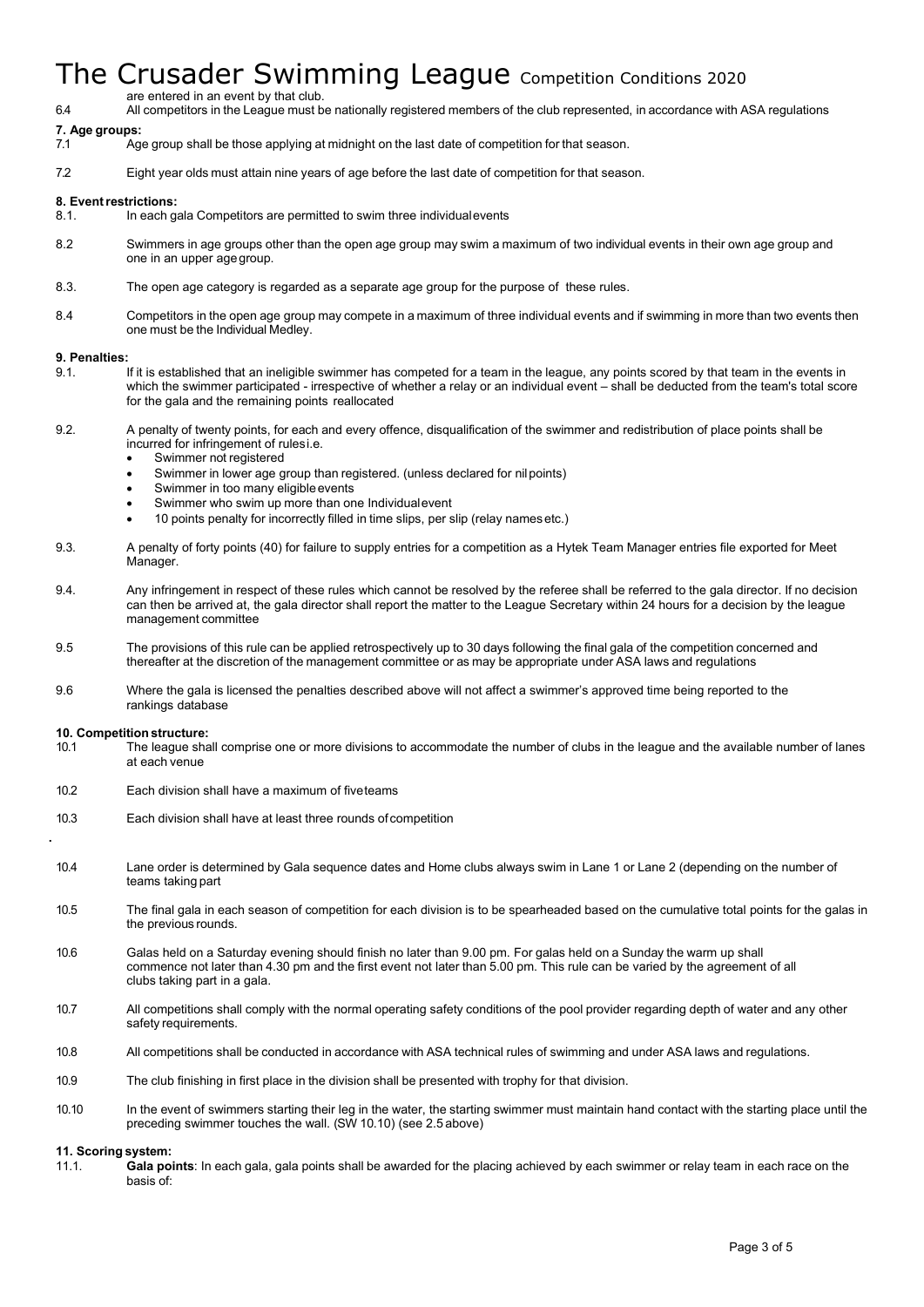are entered in an event by that club.

6.4 All competitors in the League must be nationally registered members of the club represented, in accordance with ASA regulations

**7. Age groups:**

7.1 Age group shall be those applying at midnight on the last date of competition for that season.

7.2 Eight year olds must attain nine years of age before the last date of competition for that season.

**8. Event restrictions:**

8.1. In each gala Competitors are permitted to swim three individual events

8.2 Swimmers in age groups other than the open age group may swim a maximum of two individual events in their own age group and one in an upper age group.

8.3. The open age category is regarded as a separate age group for the purpose of these rules.

8.4 Competitors in the open age group may compete in a maximum of three individual events and if swimming in more than two events then one must be the Individual Medley.

**9. Penalties:**

9.1. If it is established that an ineligible swimmer has competed for a team in the league, any points scored by that team in the events in which the swimmer participated - irrespective of whether a relay or an individual event – shall be deducted from the team's total score for the gala and the remaining points reallocated

9.2. A penalty of twenty points, for each and every offence, disqualification of the swimmer and redistribution of place points shall be incurred for infringement of rules i.e.

- Swimmer not registered
- Swimmer in lower age group than registered. (unless declared for nil points)
- Swimmer in too many eligible events
- Swimmer who swim up more than one Individual event
- 10 points penalty for incorrectly filled in time slips, per slip (relay names etc.)

9.3. A penalty of forty points (40) for failure to supply entries for a competition as a Hytek Team Manager entries file exported for Meet Manager.

9.4. Any infringement in respect of these rules which cannot be resolved by the referee shall be referred to the gala director. If no decision can then be arrived at, the gala director shall report the matter to the League Secretary within 24 hours for a decision by the league management committee

9.5 The provisions of this rule can be applied retrospectively up to 30 days following the final gala of the competition concerned and thereafter at the discretion of the management committee or as may be appropriate under ASA laws and regulations

9.6 Where the gala is licensed the penalties described above will not affect a swimmer's approved time being reported to the rankings database

**10. Competition structure:**

10.1 The league shall comprise one or more divisions to accommodate the number of clubs in the league and the available number of lanes at each venue

10.2 Each division shall have a maximum of five teams

10.3 Each division shall have at least three rounds of competition

.

10.4 Lane order is determined by Gala sequence dates and Home clubs always swim in Lane 1 or Lane 2 (depending on the number of teams taking part

10.5 The final gala in each season of competition for each division is to be spearheaded based on the cumulative total points for the galas in the previous rounds.

10.6 Galas held on a Saturday evening should finish no later than 9.00 pm. For galas held on a Sunday the warm up shall commence not later than 4.30 pm and the first event not later than 5.00 pm. This rule can be varied by the agreement of all clubs taking part in a gala.

10.7 All competitions shall comply with the normal operating safety conditions of the pool provider regarding depth of water and any other safety requirements.

10.8 All competitions shall be conducted in accordance with ASA technical rules of swimming and under ASA laws and regulations.

10.9 The club finishing in first place in the division shall be presented with trophy for that division.

10.10 In the event of swimmers starting their leg in the water, the starting swimmer must maintain hand contact with the starting place until the preceding swimmer touches the wall. (SW 10.10) (see 2.5 above)

**11. Scoring system:**

11.1. **Gala points**: In each gala, gala points shall be awarded for the placing achieved by each swimmer or relay team in each race on the basis of: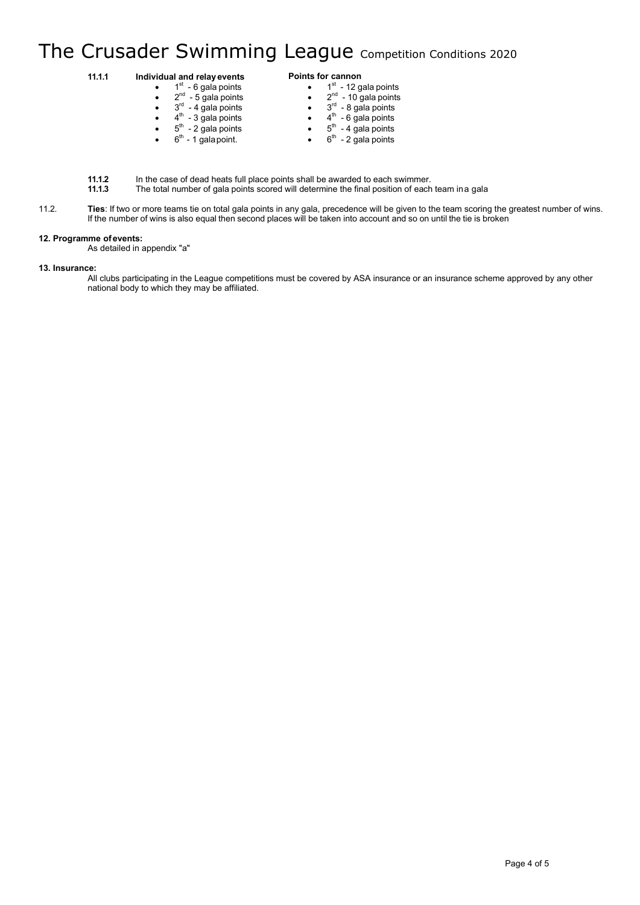**11.1.1 Individual and relay events**

- 1st - 6 gala points
- 2nd - 5 gala points
- 3rd - 4 gala points
- 4th - 3 gala points
- 5th - 2 gala points
- 6th - 1 gala point.

**Points for cannon**

- 1st - 12 gala points
- 2nd - 10 gala points
- 3rd - 8 gala points
- 4th - 6 gala points
- 5th - 4 gala points
- 6th - 2 gala points

**11.1.2** In the case of dead heats full place points shall be awarded to each swimmer.

**11.1.3** The total number of gala points scored will determine the final position of each team in a gala

11.2. **Ties**: If two or more teams tie on total gala points in any gala, precedence will be given to the team scoring the greatest number of wins. If the number of wins is also equal then second places will be taken into account and so on until the tie is broken

**12. Programme of events:**

As detailed in appendix "a"

**13. Insurance:**

All clubs participating in the League competitions must be covered by ASA insurance or an insurance scheme approved by any other national body to which they may be affiliated.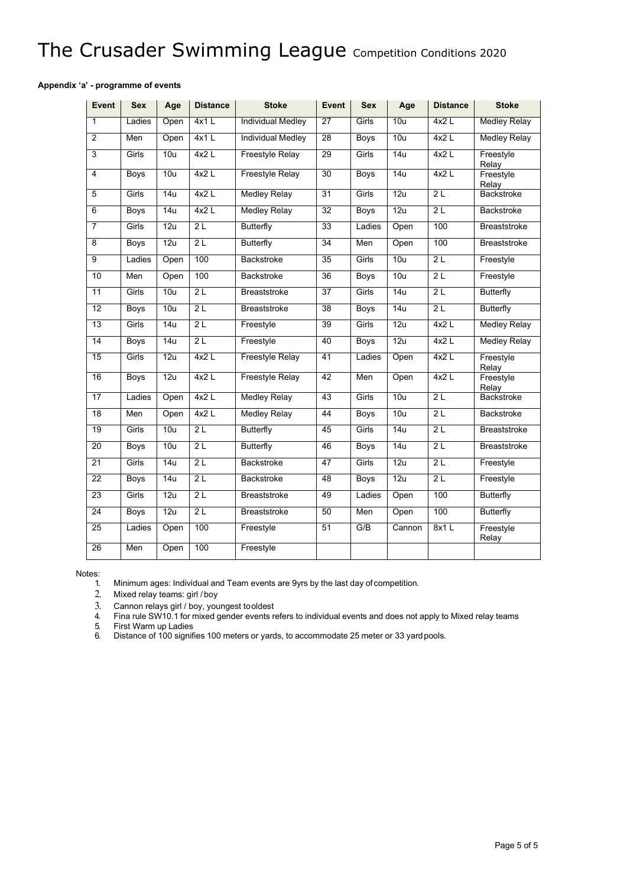# The Crusader Swimming League Competition Conditions 2020

**Appendix 'a' - programme of events**

| Event | Sex | Age | Distance | Stoke | Event | Sex | Age | Distance | Stoke |
|---|---|---|---|---|---|---|---|---|---|
| 1 | Ladies | Open | 4x1 L | Individual Medley | 27 | Girls | 10u | 4x2 L | Medley Relay |
| 2 | Men | Open | 4x1 L | Individual Medley | 28 | Boys | 10u | 4x2 L | Medley Relay |
| 3 | Girls | 10u | 4x2 L | Freestyle Relay | 29 | Girls | 14u | 4x2 L | Freestyle Relay |
| 4 | Boys | 10u | 4x2 L | Freestyle Relay | 30 | Boys | 14u | 4x2 L | Freestyle Relay |
| 5 | Girls | 14u | 4x2 L | Medley Relay | 31 | Girls | 12u | 2 L | Backstroke |
| 6 | Boys | 14u | 4x2 L | Medley Relay | 32 | Boys | 12u | 2 L | Backstroke |
| 7 | Girls | 12u | 2 L | Butterfly | 33 | Ladies | Open | 100 | Breaststroke |
| 8 | Boys | 12u | 2 L | Butterfly | 34 | Men | Open | 100 | Breaststroke |
| 9 | Ladies | Open | 100 | Backstroke | 35 | Girls | 10u | 2 L | Freestyle |
| 10 | Men | Open | 100 | Backstroke | 36 | Boys | 10u | 2 L | Freestyle |
| 11 | Girls | 10u | 2 L | Breaststroke | 37 | Girls | 14u | 2 L | Butterfly |
| 12 | Boys | 10u | 2 L | Breaststroke | 38 | Boys | 14u | 2 L | Butterfly |
| 13 | Girls | 14u | 2 L | Freestyle | 39 | Girls | 12u | 4x2 L | Medley Relay |
| 14 | Boys | 14u | 2 L | Freestyle | 40 | Boys | 12u | 4x2 L | Medley Relay |
| 15 | Girls | 12u | 4x2 L | Freestyle Relay | 41 | Ladies | Open | 4x2 L | Freestyle Relay |
| 16 | Boys | 12u | 4x2 L | Freestyle Relay | 42 | Men | Open | 4x2 L | Freestyle Relay |
| 17 | Ladies | Open | 4x2 L | Medley Relay | 43 | Girls | 10u | 2 L | Backstroke |
| 18 | Men | Open | 4x2 L | Medley Relay | 44 | Boys | 10u | 2 L | Backstroke |
| 19 | Girls | 10u | 2 L | Butterfly | 45 | Girls | 14u | 2 L | Breaststroke |
| 20 | Boys | 10u | 2 L | Butterfly | 46 | Boys | 14u | 2 L | Breaststroke |
| 21 | Girls | 14u | 2 L | Backstroke | 47 | Girls | 12u | 2 L | Freestyle |
| 22 | Boys | 14u | 2 L | Backstroke | 48 | Boys | 12u | 2 L | Freestyle |
| 23 | Girls | 12u | 2 L | Breaststroke | 49 | Ladies | Open | 100 | Butterfly |
| 24 | Boys | 12u | 2 L | Breaststroke | 50 | Men | Open | 100 | Butterfly |
| 25 | Ladies | Open | 100 | Freestyle | 51 | G/B | Cannon | 8x1 L | Freestyle Relay |
| 26 | Men | Open | 100 | Freestyle | | | | | |

Notes:

1. Minimum ages: Individual and Team events are 9yrs by the last day of competition.
2. Mixed relay teams: girl / boy
3. Cannon relays girl / boy, youngest to oldest
4. Fina rule SW10.1 for mixed gender events refers to individual events and does not apply to Mixed relay teams
5. First Warm up Ladies
6. Distance of 100 signifies 100 meters or yards, to accommodate 25 meter or 33 yard pools.